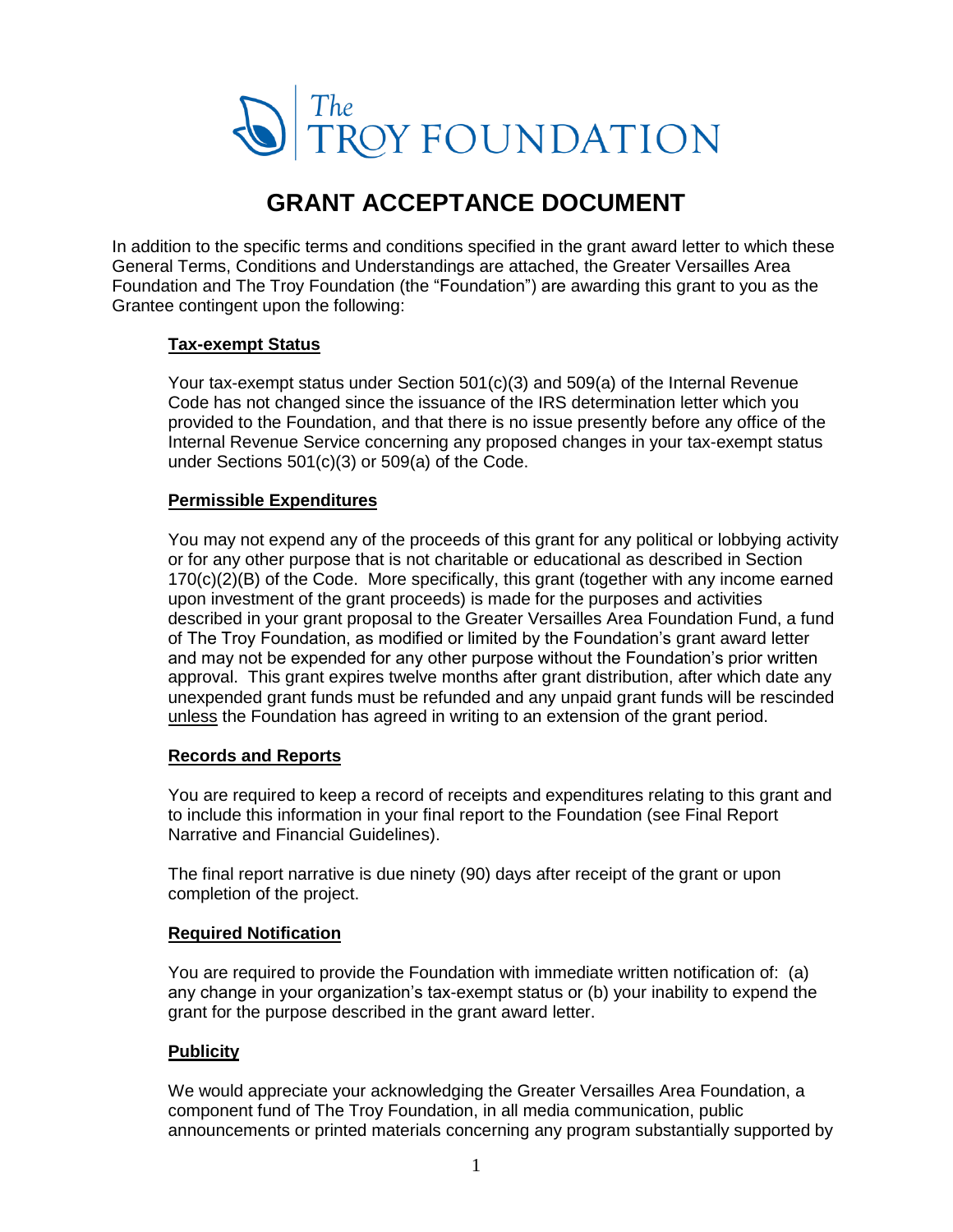The Troy Foundation

# GRANT ACCEPTANCE DOCUMENT

In addition to the specific terms and conditions specified in the grant award letter to which these General Terms, Conditions and Understandings are attached, the Greater Versailles Area Foundation and The Troy Foundation (the "Foundation") are awarding this grant to you as the Grantee contingent upon the following:

**Tax-exempt Status**

Your tax-exempt status under Section 501(c)(3) and 509(a) of the Internal Revenue Code has not changed since the issuance of the IRS determination letter which you provided to the Foundation, and that there is no issue presently before any office of the Internal Revenue Service concerning any proposed changes in your tax-exempt status under Sections 501(c)(3) or 509(a) of the Code.

**Permissible Expenditures**

You may not expend any of the proceeds of this grant for any political or lobbying activity or for any other purpose that is not charitable or educational as described in Section 170(c)(2)(B) of the Code. More specifically, this grant (together with any income earned upon investment of the grant proceeds) is made for the purposes and activities described in your grant proposal to the Greater Versailles Area Foundation Fund, a fund of The Troy Foundation, as modified or limited by the Foundation's grant award letter and may not be expended for any other purpose without the Foundation's prior written approval. This grant expires twelve months after grant distribution, after which date any unexpended grant funds must be refunded and any unpaid grant funds will be rescinded unless the Foundation has agreed in writing to an extension of the grant period.

**Records and Reports**

You are required to keep a record of receipts and expenditures relating to this grant and to include this information in your final report to the Foundation (see Final Report Narrative and Financial Guidelines).

The final report narrative is due ninety (90) days after receipt of the grant or upon completion of the project.

**Required Notification**

You are required to provide the Foundation with immediate written notification of: (a) any change in your organization's tax-exempt status or (b) your inability to expend the grant for the purpose described in the grant award letter.

**Publicity**

We would appreciate your acknowledging the Greater Versailles Area Foundation, a component fund of The Troy Foundation, in all media communication, public announcements or printed materials concerning any program substantially supported by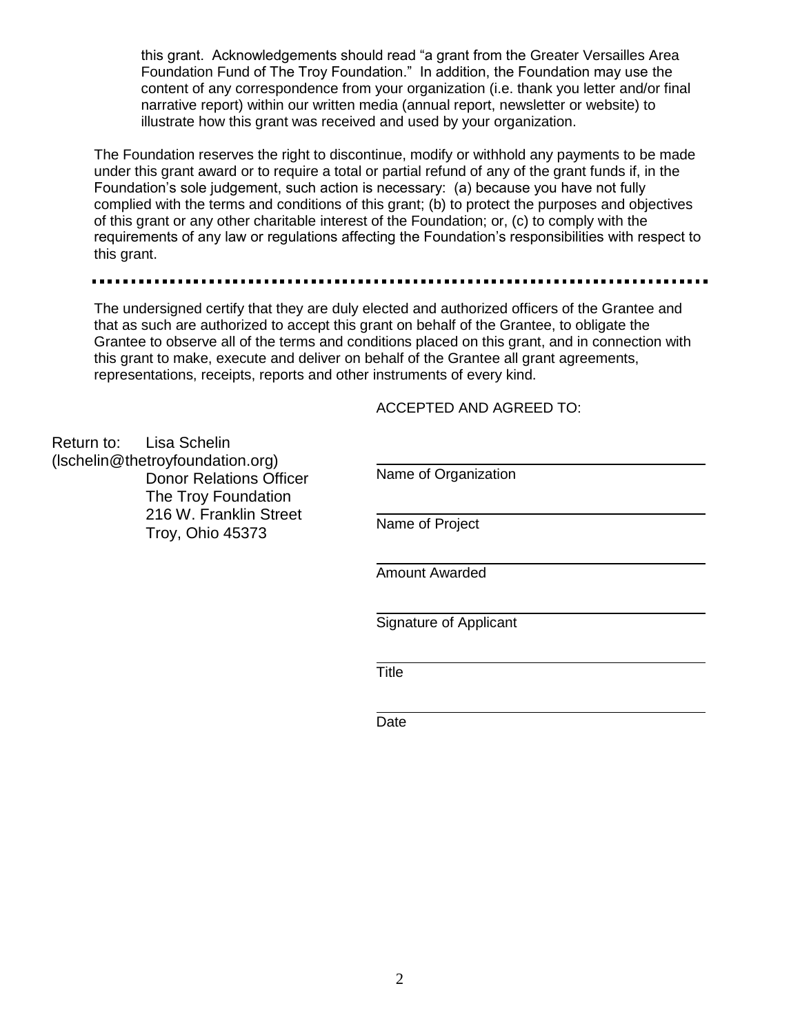this grant. Acknowledgements should read "a grant from the Greater Versailles Area Foundation Fund of The Troy Foundation." In addition, the Foundation may use the content of any correspondence from your organization (i.e. thank you letter and/or final narrative report) within our written media (annual report, newsletter or website) to illustrate how this grant was received and used by your organization.

The Foundation reserves the right to discontinue, modify or withhold any payments to be made under this grant award or to require a total or partial refund of any of the grant funds if, in the Foundation's sole judgement, such action is necessary: (a) because you have not fully complied with the terms and conditions of this grant; (b) to protect the purposes and objectives of this grant or any other charitable interest of the Foundation; or, (c) to comply with the requirements of any law or regulations affecting the Foundation's responsibilities with respect to this grant.

---

The undersigned certify that they are duly elected and authorized officers of the Grantee and that as such are authorized to accept this grant on behalf of the Grantee, to obligate the Grantee to observe all of the terms and conditions placed on this grant, and in connection with this grant to make, execute and deliver on behalf of the Grantee all grant agreements, representations, receipts, reports and other instruments of every kind.

ACCEPTED AND AGREED TO:

Return to: Lisa Schelin (lschelin@thetroyfoundation.org)
Donor Relations Officer
The Troy Foundation
216 W. Franklin Street
Troy, Ohio 45373

\_\_\_\_\_\_\_\_\_\_\_\_\_\_\_\_\_\_\_\_\_\_\_\_\_\_\_\_\_\_\_\_
Name of Organization

\_\_\_\_\_\_\_\_\_\_\_\_\_\_\_\_\_\_\_\_\_\_\_\_\_\_\_\_\_\_\_\_
Name of Project

\_\_\_\_\_\_\_\_\_\_\_\_\_\_\_\_\_\_\_\_\_\_\_\_\_\_\_\_\_\_\_\_
Amount Awarded

\_\_\_\_\_\_\_\_\_\_\_\_\_\_\_\_\_\_\_\_\_\_\_\_\_\_\_\_\_\_\_\_
Signature of Applicant

\_\_\_\_\_\_\_\_\_\_\_\_\_\_\_\_\_\_\_\_\_\_\_\_\_\_\_\_\_\_\_\_
Title

\_\_\_\_\_\_\_\_\_\_\_\_\_\_\_\_\_\_\_\_\_\_\_\_\_\_\_\_\_\_\_\_
Date